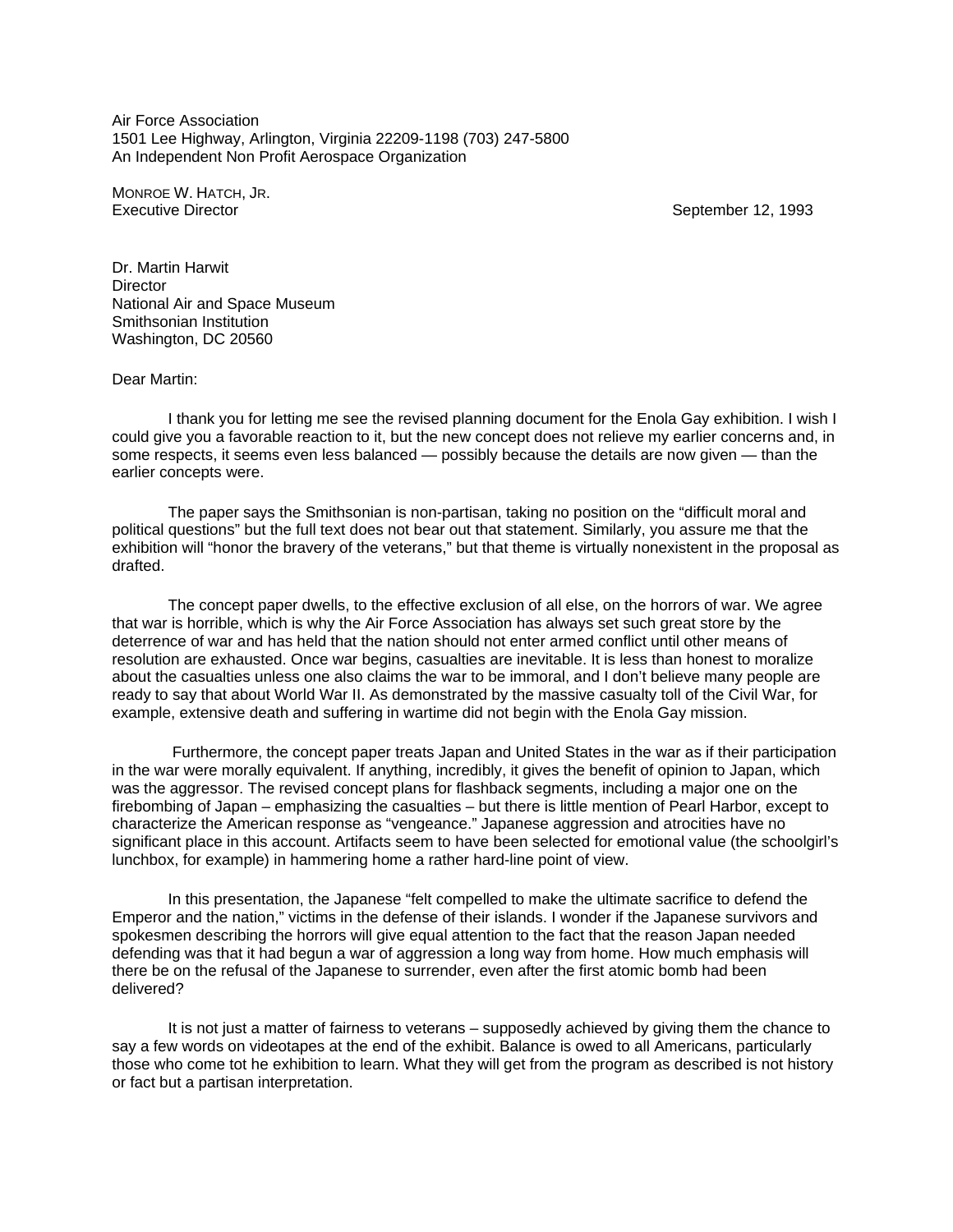Air Force Association
1501 Lee Highway, Arlington, Virginia 22209-1198 (703) 247-5800
An Independent Non Profit Aerospace Organization

MONROE W. HATCH, JR.
Executive Director

September 12, 1993

Dr. Martin Harwit
Director
National Air and Space Museum
Smithsonian Institution
Washington, DC 20560

Dear Martin:

I thank you for letting me see the revised planning document for the Enola Gay exhibition. I wish I could give you a favorable reaction to it, but the new concept does not relieve my earlier concerns and, in some respects, it seems even less balanced — possibly because the details are now given — than the earlier concepts were.

The paper says the Smithsonian is non-partisan, taking no position on the "difficult moral and political questions" but the full text does not bear out that statement. Similarly, you assure me that the exhibition will "honor the bravery of the veterans," but that theme is virtually nonexistent in the proposal as drafted.

The concept paper dwells, to the effective exclusion of all else, on the horrors of war. We agree that war is horrible, which is why the Air Force Association has always set such great store by the deterrence of war and has held that the nation should not enter armed conflict until other means of resolution are exhausted. Once war begins, casualties are inevitable. It is less than honest to moralize about the casualties unless one also claims the war to be immoral, and I don't believe many people are ready to say that about World War II. As demonstrated by the massive casualty toll of the Civil War, for example, extensive death and suffering in wartime did not begin with the Enola Gay mission.

Furthermore, the concept paper treats Japan and United States in the war as if their participation in the war were morally equivalent. If anything, incredibly, it gives the benefit of opinion to Japan, which was the aggressor. The revised concept plans for flashback segments, including a major one on the firebombing of Japan – emphasizing the casualties – but there is little mention of Pearl Harbor, except to characterize the American response as "vengeance." Japanese aggression and atrocities have no significant place in this account. Artifacts seem to have been selected for emotional value (the schoolgirl's lunchbox, for example) in hammering home a rather hard-line point of view.

In this presentation, the Japanese "felt compelled to make the ultimate sacrifice to defend the Emperor and the nation," victims in the defense of their islands. I wonder if the Japanese survivors and spokesmen describing the horrors will give equal attention to the fact that the reason Japan needed defending was that it had begun a war of aggression a long way from home. How much emphasis will there be on the refusal of the Japanese to surrender, even after the first atomic bomb had been delivered?

It is not just a matter of fairness to veterans – supposedly achieved by giving them the chance to say a few words on videotapes at the end of the exhibit. Balance is owed to all Americans, particularly those who come tot he exhibition to learn. What they will get from the program as described is not history or fact but a partisan interpretation.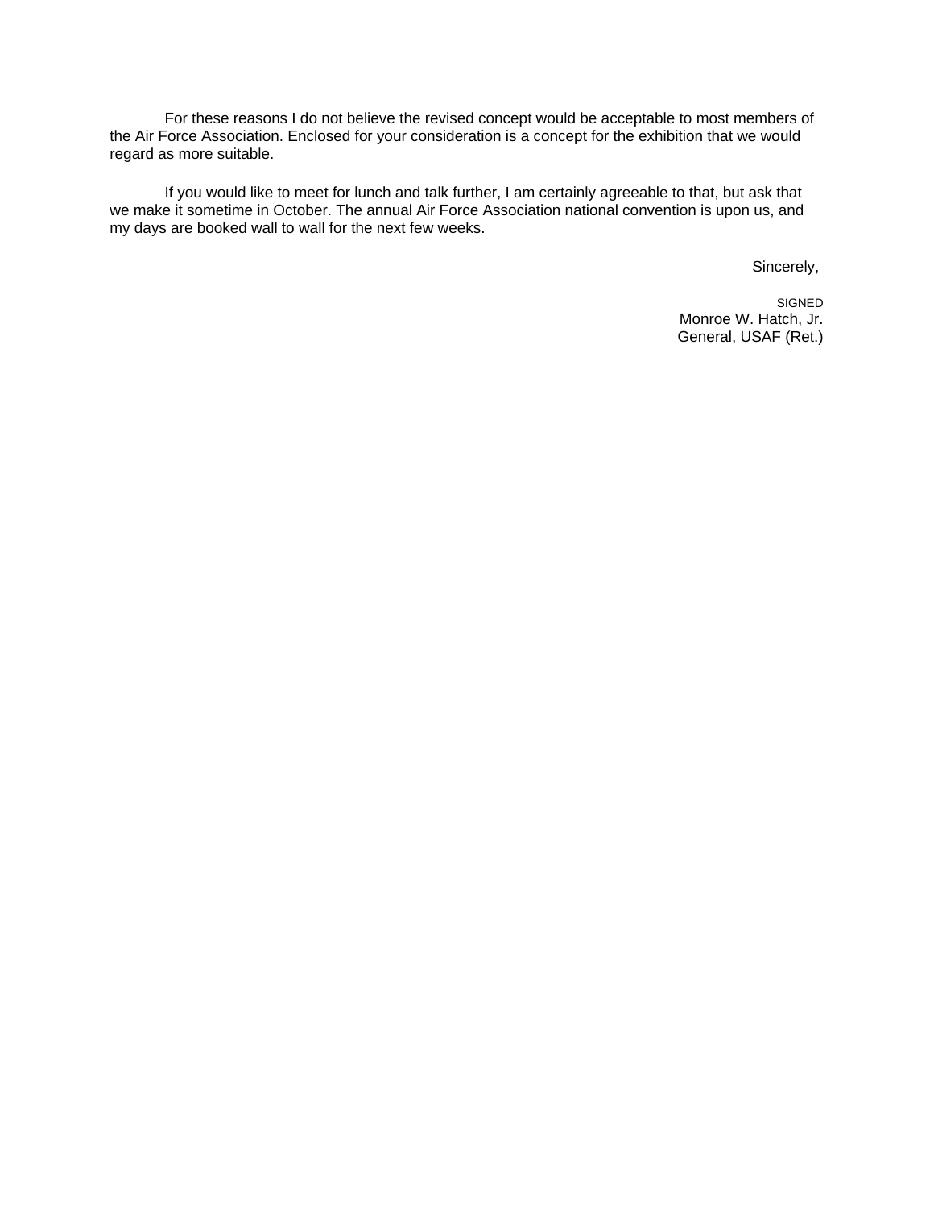For these reasons I do not believe the revised concept would be acceptable to most members of the Air Force Association. Enclosed for your consideration is a concept for the exhibition that we would regard as more suitable.

If you would like to meet for lunch and talk further, I am certainly agreeable to that, but ask that we make it sometime in October. The annual Air Force Association national convention is upon us, and my days are booked wall to wall for the next few weeks.

Sincerely,

SIGNED
Monroe W. Hatch, Jr.
General, USAF (Ret.)